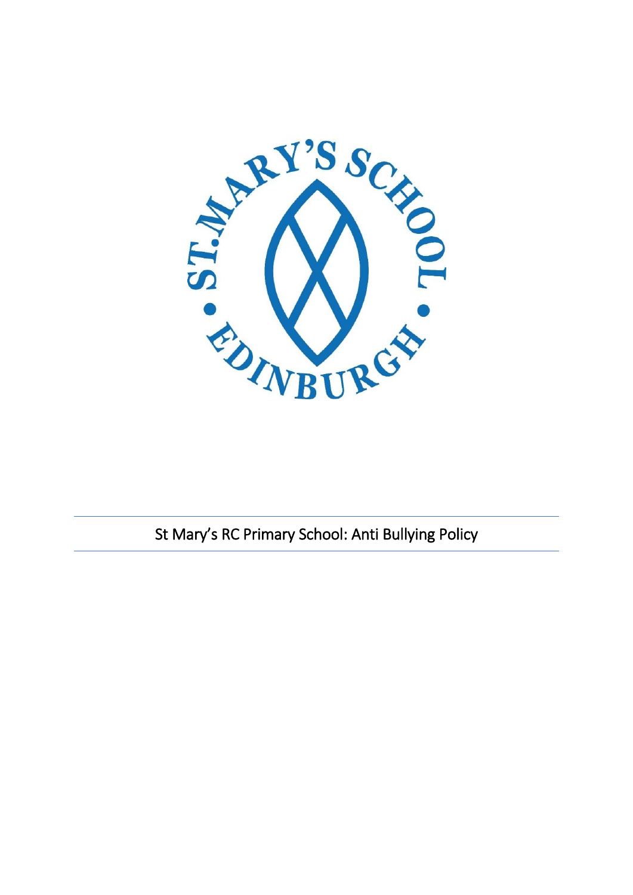# St Mary's RC Primary School: Anti Bullying Policy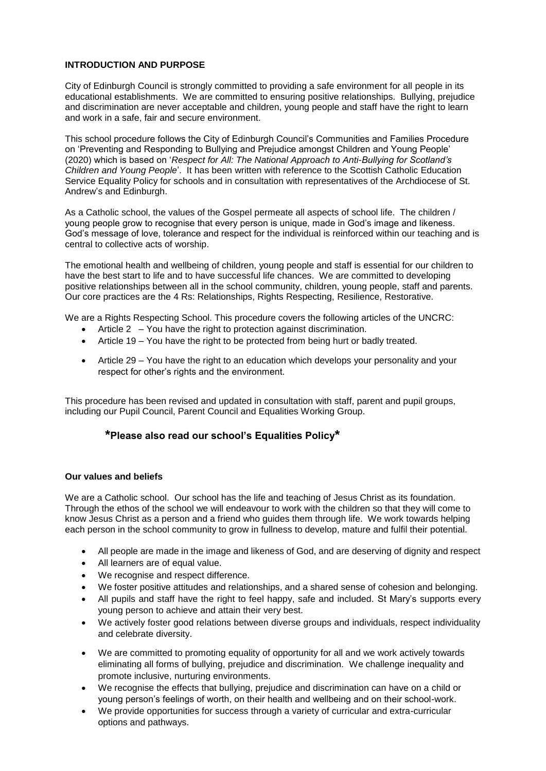**INTRODUCTION AND PURPOSE**

City of Edinburgh Council is strongly committed to providing a safe environment for all people in its educational establishments. We are committed to ensuring positive relationships. Bullying, prejudice and discrimination are never acceptable and children, young people and staff have the right to learn and work in a safe, fair and secure environment.

This school procedure follows the City of Edinburgh Council's Communities and Families Procedure on 'Preventing and Responding to Bullying and Prejudice amongst Children and Young People' (2020) which is based on '*Respect for All: The National Approach to Anti-Bullying for Scotland's Children and Young People*'. It has been written with reference to the Scottish Catholic Education Service Equality Policy for schools and in consultation with representatives of the Archdiocese of St. Andrew's and Edinburgh.

As a Catholic school, the values of the Gospel permeate all aspects of school life. The children / young people grow to recognise that every person is unique, made in God's image and likeness. God's message of love, tolerance and respect for the individual is reinforced within our teaching and is central to collective acts of worship.

The emotional health and wellbeing of children, young people and staff is essential for our children to have the best start to life and to have successful life chances. We are committed to developing positive relationships between all in the school community, children, young people, staff and parents. Our core practices are the 4 Rs: Relationships, Rights Respecting, Resilience, Restorative.

We are a Rights Respecting School. This procedure covers the following articles of the UNCRC:

- Article 2 – You have the right to protection against discrimination.
- Article 19 – You have the right to be protected from being hurt or badly treated.
- Article 29 – You have the right to an education which develops your personality and your respect for other's rights and the environment.

This procedure has been revised and updated in consultation with staff, parent and pupil groups, including our Pupil Council, Parent Council and Equalities Working Group.

**\*Please also read our school's Equalities Policy\***

**Our values and beliefs**

We are a Catholic school. Our school has the life and teaching of Jesus Christ as its foundation. Through the ethos of the school we will endeavour to work with the children so that they will come to know Jesus Christ as a person and a friend who guides them through life. We work towards helping each person in the school community to grow in fullness to develop, mature and fulfil their potential.

- All people are made in the image and likeness of God, and are deserving of dignity and respect
- All learners are of equal value.
- We recognise and respect difference.
- We foster positive attitudes and relationships, and a shared sense of cohesion and belonging.
- All pupils and staff have the right to feel happy, safe and included. St Mary's supports every young person to achieve and attain their very best.
- We actively foster good relations between diverse groups and individuals, respect individuality and celebrate diversity.
- We are committed to promoting equality of opportunity for all and we work actively towards eliminating all forms of bullying, prejudice and discrimination. We challenge inequality and promote inclusive, nurturing environments.
- We recognise the effects that bullying, prejudice and discrimination can have on a child or young person's feelings of worth, on their health and wellbeing and on their school-work.
- We provide opportunities for success through a variety of curricular and extra-curricular options and pathways.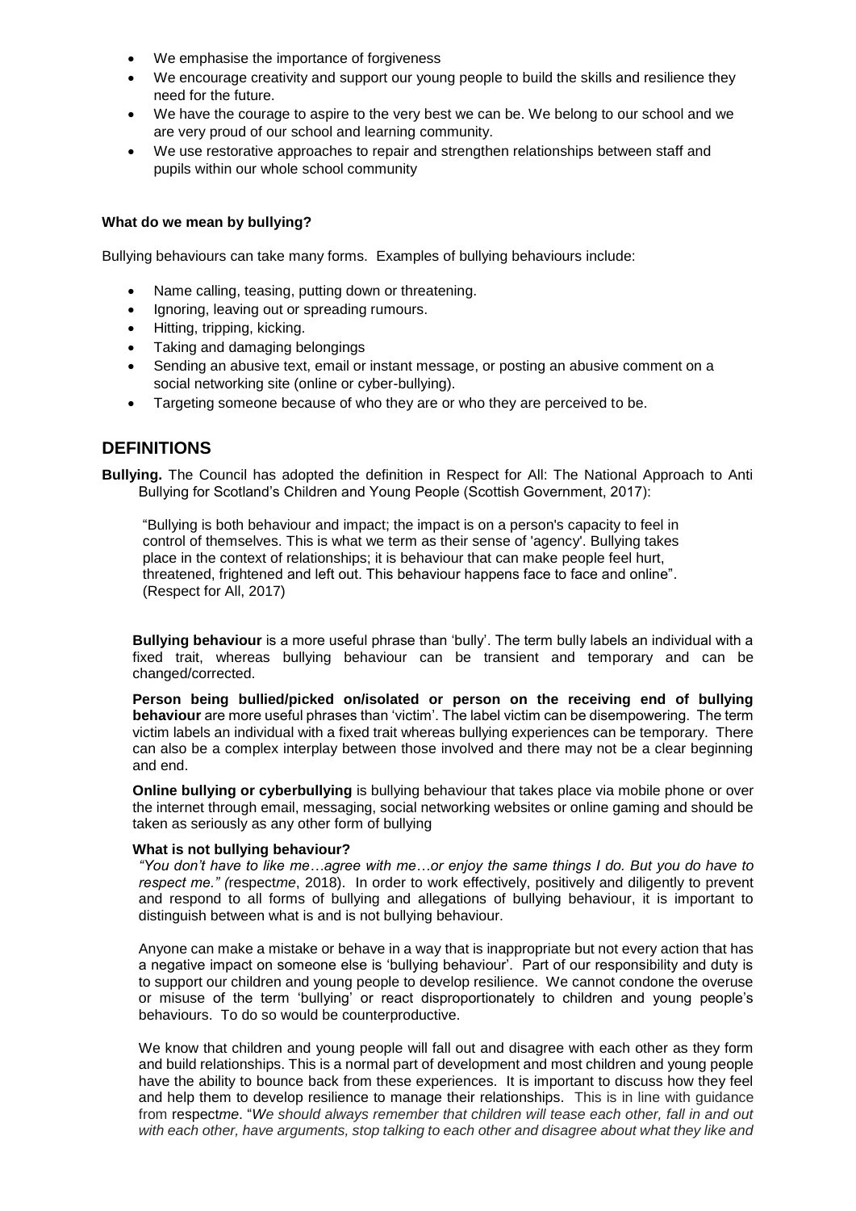- We emphasise the importance of forgiveness
- We encourage creativity and support our young people to build the skills and resilience they need for the future.
- We have the courage to aspire to the very best we can be. We belong to our school and we are very proud of our school and learning community.
- We use restorative approaches to repair and strengthen relationships between staff and pupils within our whole school community

**What do we mean by bullying?**

Bullying behaviours can take many forms. Examples of bullying behaviours include:

- Name calling, teasing, putting down or threatening.
- Ignoring, leaving out or spreading rumours.
- Hitting, tripping, kicking.
- Taking and damaging belongings
- Sending an abusive text, email or instant message, or posting an abusive comment on a social networking site (online or cyber-bullying).
- Targeting someone because of who they are or who they are perceived to be.

## DEFINITIONS

**Bullying.** The Council has adopted the definition in Respect for All: The National Approach to Anti Bullying for Scotland's Children and Young People (Scottish Government, 2017):

> "Bullying is both behaviour and impact; the impact is on a person's capacity to feel in control of themselves. This is what we term as their sense of 'agency'. Bullying takes place in the context of relationships; it is behaviour that can make people feel hurt, threatened, frightened and left out. This behaviour happens face to face and online". (Respect for All, 2017)

**Bullying behaviour** is a more useful phrase than 'bully'. The term bully labels an individual with a fixed trait, whereas bullying behaviour can be transient and temporary and can be changed/corrected.

**Person being bullied/picked on/isolated or person on the receiving end of bullying behaviour** are more useful phrases than 'victim'. The label victim can be disempowering. The term victim labels an individual with a fixed trait whereas bullying experiences can be temporary. There can also be a complex interplay between those involved and there may not be a clear beginning and end.

**Online bullying or cyberbullying** is bullying behaviour that takes place via mobile phone or over the internet through email, messaging, social networking websites or online gaming and should be taken as seriously as any other form of bullying

**What is not bullying behaviour?**

*"You don't have to like me…agree with me…or enjoy the same things I do. But you do have to respect me." (*respect*me*, 2018). In order to work effectively, positively and diligently to prevent and respond to all forms of bullying and allegations of bullying behaviour, it is important to distinguish between what is and is not bullying behaviour.

Anyone can make a mistake or behave in a way that is inappropriate but not every action that has a negative impact on someone else is 'bullying behaviour'. Part of our responsibility and duty is to support our children and young people to develop resilience. We cannot condone the overuse or misuse of the term 'bullying' or react disproportionately to children and young people's behaviours. To do so would be counterproductive.

We know that children and young people will fall out and disagree with each other as they form and build relationships. This is a normal part of development and most children and young people have the ability to bounce back from these experiences. It is important to discuss how they feel and help them to develop resilience to manage their relationships. This is in line with guidance from respect*me*. "*We should always remember that children will tease each other, fall in and out with each other, have arguments, stop talking to each other and disagree about what they like and*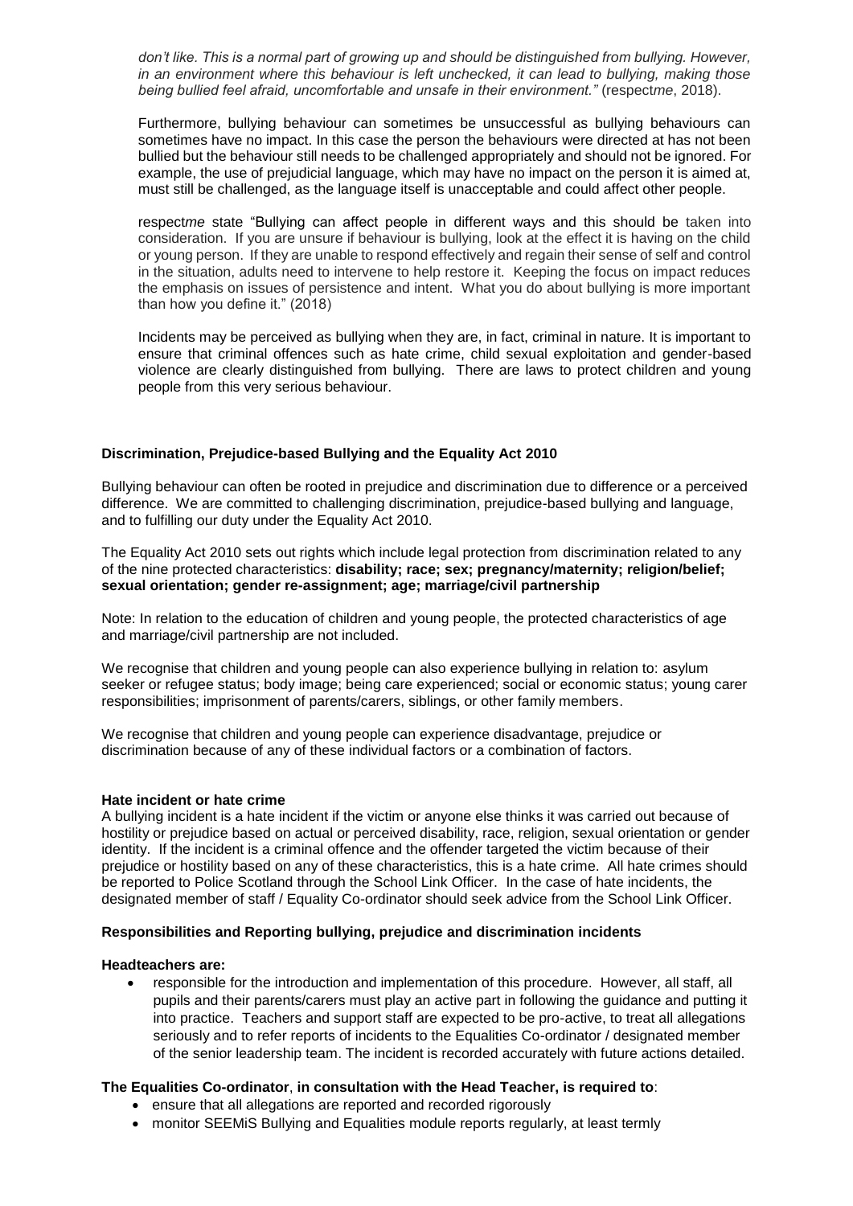*don't like. This is a normal part of growing up and should be distinguished from bullying. However, in an environment where this behaviour is left unchecked, it can lead to bullying, making those being bullied feel afraid, uncomfortable and unsafe in their environment."* (respect*me*, 2018).

Furthermore, bullying behaviour can sometimes be unsuccessful as bullying behaviours can sometimes have no impact. In this case the person the behaviours were directed at has not been bullied but the behaviour still needs to be challenged appropriately and should not be ignored. For example, the use of prejudicial language, which may have no impact on the person it is aimed at, must still be challenged, as the language itself is unacceptable and could affect other people.

respect*me* state "Bullying can affect people in different ways and this should be taken into consideration. If you are unsure if behaviour is bullying, look at the effect it is having on the child or young person. If they are unable to respond effectively and regain their sense of self and control in the situation, adults need to intervene to help restore it. Keeping the focus on impact reduces the emphasis on issues of persistence and intent. What you do about bullying is more important than how you define it." (2018)

Incidents may be perceived as bullying when they are, in fact, criminal in nature. It is important to ensure that criminal offences such as hate crime, child sexual exploitation and gender-based violence are clearly distinguished from bullying. There are laws to protect children and young people from this very serious behaviour.

### Discrimination, Prejudice-based Bullying and the Equality Act 2010

Bullying behaviour can often be rooted in prejudice and discrimination due to difference or a perceived difference. We are committed to challenging discrimination, prejudice-based bullying and language, and to fulfilling our duty under the Equality Act 2010.

The Equality Act 2010 sets out rights which include legal protection from discrimination related to any of the nine protected characteristics: **disability; race; sex; pregnancy/maternity; religion/belief; sexual orientation; gender re-assignment; age; marriage/civil partnership**

Note: In relation to the education of children and young people, the protected characteristics of age and marriage/civil partnership are not included.

We recognise that children and young people can also experience bullying in relation to: asylum seeker or refugee status; body image; being care experienced; social or economic status; young carer responsibilities; imprisonment of parents/carers, siblings, or other family members.

We recognise that children and young people can experience disadvantage, prejudice or discrimination because of any of these individual factors or a combination of factors.

### Hate incident or hate crime

A bullying incident is a hate incident if the victim or anyone else thinks it was carried out because of hostility or prejudice based on actual or perceived disability, race, religion, sexual orientation or gender identity. If the incident is a criminal offence and the offender targeted the victim because of their prejudice or hostility based on any of these characteristics, this is a hate crime. All hate crimes should be reported to Police Scotland through the School Link Officer. In the case of hate incidents, the designated member of staff / Equality Co-ordinator should seek advice from the School Link Officer.

### Responsibilities and Reporting bullying, prejudice and discrimination incidents

**Headteachers are:**

- responsible for the introduction and implementation of this procedure. However, all staff, all pupils and their parents/carers must play an active part in following the guidance and putting it into practice. Teachers and support staff are expected to be pro-active, to treat all allegations seriously and to refer reports of incidents to the Equalities Co-ordinator / designated member of the senior leadership team. The incident is recorded accurately with future actions detailed.

**The Equalities Co-ordinator**, **in consultation with the Head Teacher, is required to**:

- ensure that all allegations are reported and recorded rigorously
- monitor SEEMiS Bullying and Equalities module reports regularly, at least termly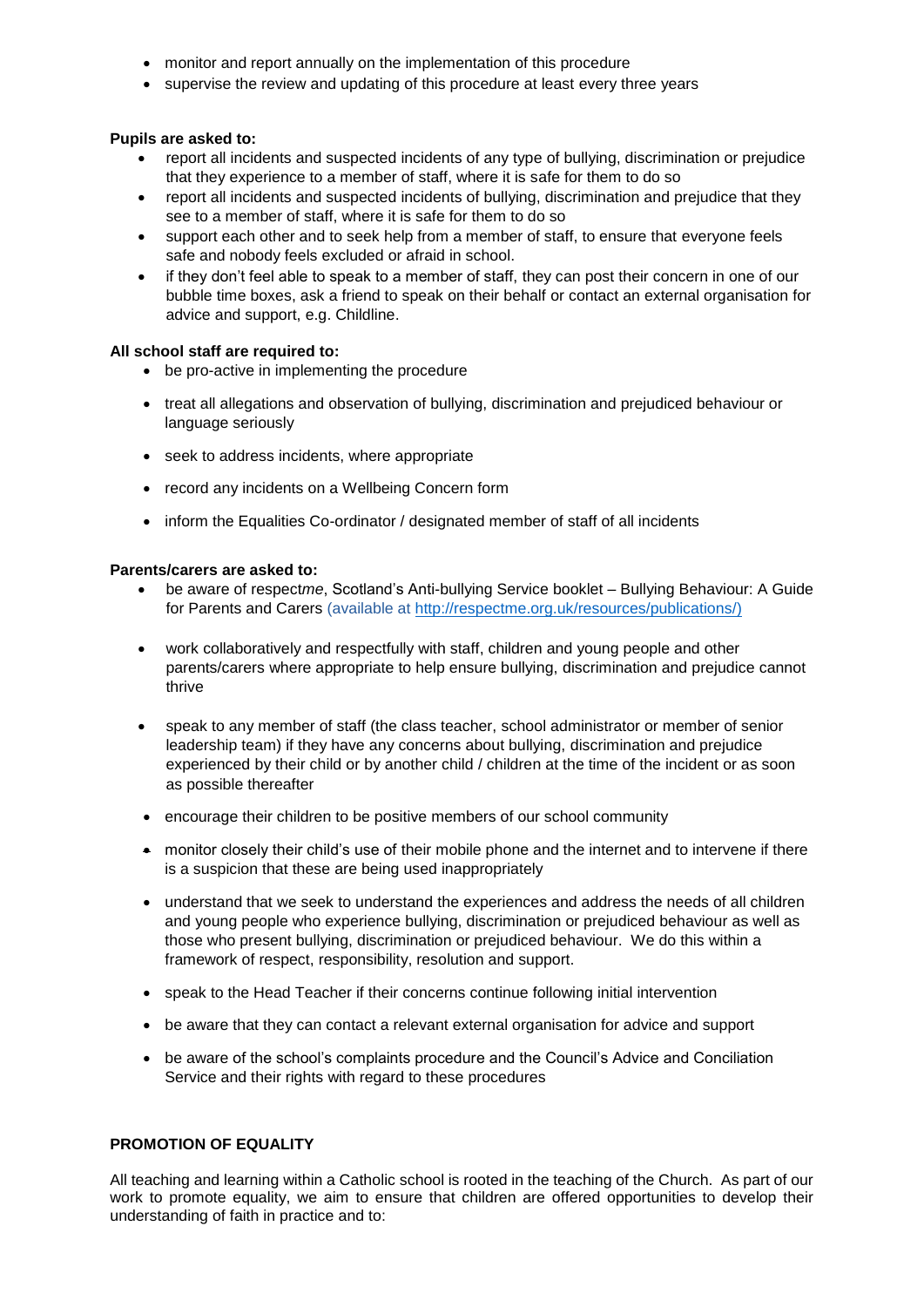- monitor and report annually on the implementation of this procedure
- supervise the review and updating of this procedure at least every three years

**Pupils are asked to:**

- report all incidents and suspected incidents of any type of bullying, discrimination or prejudice that they experience to a member of staff, where it is safe for them to do so
- report all incidents and suspected incidents of bullying, discrimination and prejudice that they see to a member of staff, where it is safe for them to do so
- support each other and to seek help from a member of staff, to ensure that everyone feels safe and nobody feels excluded or afraid in school.
- if they don't feel able to speak to a member of staff, they can post their concern in one of our bubble time boxes, ask a friend to speak on their behalf or contact an external organisation for advice and support, e.g. Childline.

**All school staff are required to:**

- be pro-active in implementing the procedure
- treat all allegations and observation of bullying, discrimination and prejudiced behaviour or language seriously
- seek to address incidents, where appropriate
- record any incidents on a Wellbeing Concern form
- inform the Equalities Co-ordinator / designated member of staff of all incidents

**Parents/carers are asked to:**

- be aware of respect*me*, Scotland's Anti-bullying Service booklet – Bullying Behaviour: A Guide for Parents and Carers (available at http://respectme.org.uk/resources/publications/)
- work collaboratively and respectfully with staff, children and young people and other parents/carers where appropriate to help ensure bullying, discrimination and prejudice cannot thrive
- speak to any member of staff (the class teacher, school administrator or member of senior leadership team) if they have any concerns about bullying, discrimination and prejudice experienced by their child or by another child / children at the time of the incident or as soon as possible thereafter
- encourage their children to be positive members of our school community
- monitor closely their child's use of their mobile phone and the internet and to intervene if there is a suspicion that these are being used inappropriately
- understand that we seek to understand the experiences and address the needs of all children and young people who experience bullying, discrimination or prejudiced behaviour as well as those who present bullying, discrimination or prejudiced behaviour. We do this within a framework of respect, responsibility, resolution and support.
- speak to the Head Teacher if their concerns continue following initial intervention
- be aware that they can contact a relevant external organisation for advice and support
- be aware of the school's complaints procedure and the Council's Advice and Conciliation Service and their rights with regard to these procedures

**PROMOTION OF EQUALITY**

All teaching and learning within a Catholic school is rooted in the teaching of the Church. As part of our work to promote equality, we aim to ensure that children are offered opportunities to develop their understanding of faith in practice and to: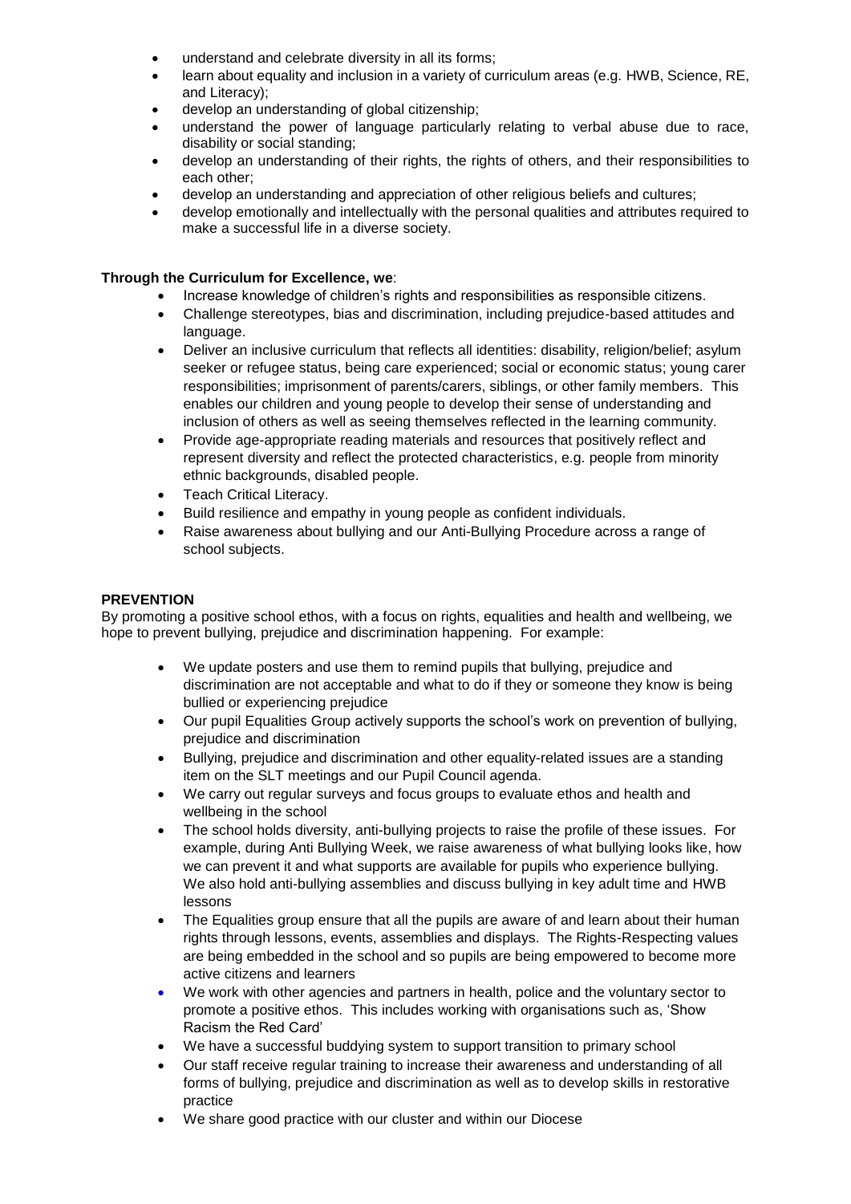- understand and celebrate diversity in all its forms;
- learn about equality and inclusion in a variety of curriculum areas (e.g. HWB, Science, RE, and Literacy);
- develop an understanding of global citizenship;
- understand the power of language particularly relating to verbal abuse due to race, disability or social standing;
- develop an understanding of their rights, the rights of others, and their responsibilities to each other;
- develop an understanding and appreciation of other religious beliefs and cultures;
- develop emotionally and intellectually with the personal qualities and attributes required to make a successful life in a diverse society.

**Through the Curriculum for Excellence, we**:

- Increase knowledge of children's rights and responsibilities as responsible citizens.
- Challenge stereotypes, bias and discrimination, including prejudice-based attitudes and language.
- Deliver an inclusive curriculum that reflects all identities: disability, religion/belief; asylum seeker or refugee status, being care experienced; social or economic status; young carer responsibilities; imprisonment of parents/carers, siblings, or other family members. This enables our children and young people to develop their sense of understanding and inclusion of others as well as seeing themselves reflected in the learning community.
- Provide age-appropriate reading materials and resources that positively reflect and represent diversity and reflect the protected characteristics, e.g. people from minority ethnic backgrounds, disabled people.
- Teach Critical Literacy.
- Build resilience and empathy in young people as confident individuals.
- Raise awareness about bullying and our Anti-Bullying Procedure across a range of school subjects.

**PREVENTION**

By promoting a positive school ethos, with a focus on rights, equalities and health and wellbeing, we hope to prevent bullying, prejudice and discrimination happening. For example:

- We update posters and use them to remind pupils that bullying, prejudice and discrimination are not acceptable and what to do if they or someone they know is being bullied or experiencing prejudice
- Our pupil Equalities Group actively supports the school's work on prevention of bullying, prejudice and discrimination
- Bullying, prejudice and discrimination and other equality-related issues are a standing item on the SLT meetings and our Pupil Council agenda.
- We carry out regular surveys and focus groups to evaluate ethos and health and wellbeing in the school
- The school holds diversity, anti-bullying projects to raise the profile of these issues. For example, during Anti Bullying Week, we raise awareness of what bullying looks like, how we can prevent it and what supports are available for pupils who experience bullying. We also hold anti-bullying assemblies and discuss bullying in key adult time and HWB lessons
- The Equalities group ensure that all the pupils are aware of and learn about their human rights through lessons, events, assemblies and displays. The Rights-Respecting values are being embedded in the school and so pupils are being empowered to become more active citizens and learners
- We work with other agencies and partners in health, police and the voluntary sector to promote a positive ethos. This includes working with organisations such as, 'Show Racism the Red Card'
- We have a successful buddying system to support transition to primary school
- Our staff receive regular training to increase their awareness and understanding of all forms of bullying, prejudice and discrimination as well as to develop skills in restorative practice
- We share good practice with our cluster and within our Diocese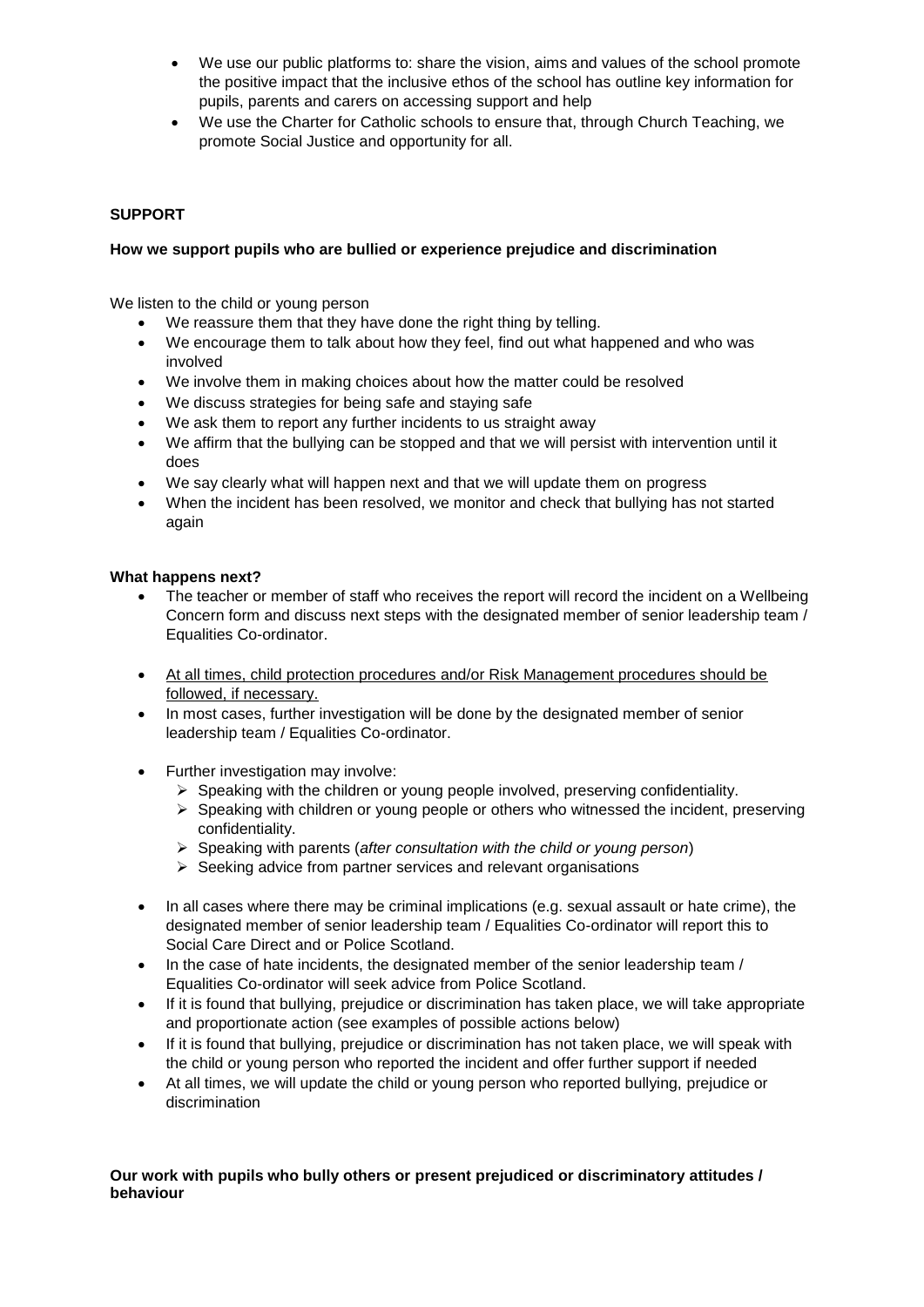- We use our public platforms to: share the vision, aims and values of the school promote the positive impact that the inclusive ethos of the school has outline key information for pupils, parents and carers on accessing support and help
- We use the Charter for Catholic schools to ensure that, through Church Teaching, we promote Social Justice and opportunity for all.

**SUPPORT**

**How we support pupils who are bullied or experience prejudice and discrimination**

We listen to the child or young person

- We reassure them that they have done the right thing by telling.
- We encourage them to talk about how they feel, find out what happened and who was involved
- We involve them in making choices about how the matter could be resolved
- We discuss strategies for being safe and staying safe
- We ask them to report any further incidents to us straight away
- We affirm that the bullying can be stopped and that we will persist with intervention until it does
- We say clearly what will happen next and that we will update them on progress
- When the incident has been resolved, we monitor and check that bullying has not started again

**What happens next?**

- The teacher or member of staff who receives the report will record the incident on a Wellbeing Concern form and discuss next steps with the designated member of senior leadership team / Equalities Co-ordinator.
- <u>At all times, child protection procedures and/or Risk Management procedures should be followed, if necessary.</u>
- In most cases, further investigation will be done by the designated member of senior leadership team / Equalities Co-ordinator.
- Further investigation may involve:
  - Speaking with the children or young people involved, preserving confidentiality.
  - Speaking with children or young people or others who witnessed the incident, preserving confidentiality.
  - Speaking with parents (*after consultation with the child or young person*)
  - Seeking advice from partner services and relevant organisations
- In all cases where there may be criminal implications (e.g. sexual assault or hate crime), the designated member of senior leadership team / Equalities Co-ordinator will report this to Social Care Direct and or Police Scotland.
- In the case of hate incidents, the designated member of the senior leadership team / Equalities Co-ordinator will seek advice from Police Scotland.
- If it is found that bullying, prejudice or discrimination has taken place, we will take appropriate and proportionate action (see examples of possible actions below)
- If it is found that bullying, prejudice or discrimination has not taken place, we will speak with the child or young person who reported the incident and offer further support if needed
- At all times, we will update the child or young person who reported bullying, prejudice or discrimination

**Our work with pupils who bully others or present prejudiced or discriminatory attitudes / behaviour**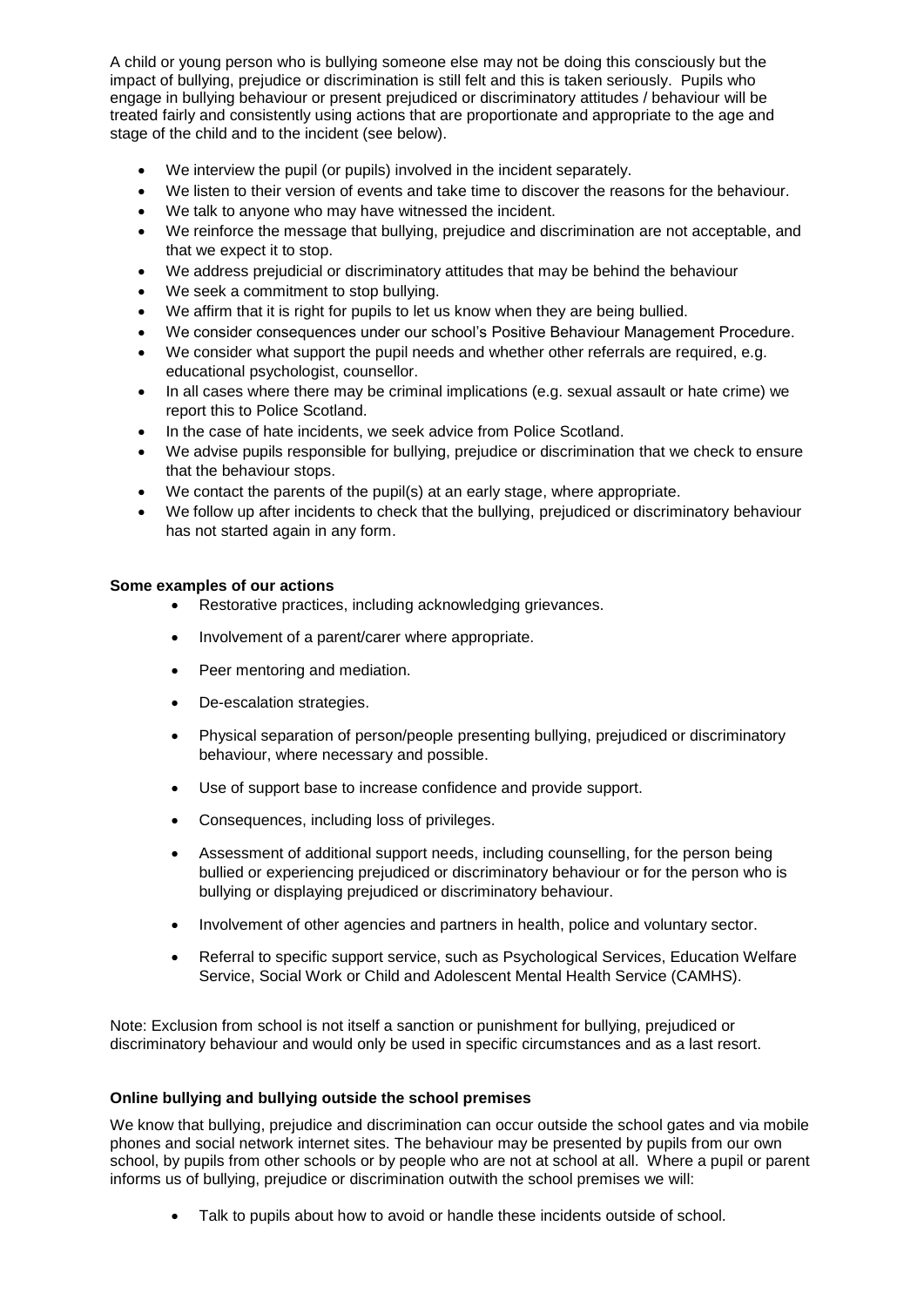A child or young person who is bullying someone else may not be doing this consciously but the impact of bullying, prejudice or discrimination is still felt and this is taken seriously. Pupils who engage in bullying behaviour or present prejudiced or discriminatory attitudes / behaviour will be treated fairly and consistently using actions that are proportionate and appropriate to the age and stage of the child and to the incident (see below).

- We interview the pupil (or pupils) involved in the incident separately.
- We listen to their version of events and take time to discover the reasons for the behaviour.
- We talk to anyone who may have witnessed the incident.
- We reinforce the message that bullying, prejudice and discrimination are not acceptable, and that we expect it to stop.
- We address prejudicial or discriminatory attitudes that may be behind the behaviour
- We seek a commitment to stop bullying.
- We affirm that it is right for pupils to let us know when they are being bullied.
- We consider consequences under our school's Positive Behaviour Management Procedure.
- We consider what support the pupil needs and whether other referrals are required, e.g. educational psychologist, counsellor.
- In all cases where there may be criminal implications (e.g. sexual assault or hate crime) we report this to Police Scotland.
- In the case of hate incidents, we seek advice from Police Scotland.
- We advise pupils responsible for bullying, prejudice or discrimination that we check to ensure that the behaviour stops.
- We contact the parents of the pupil(s) at an early stage, where appropriate.
- We follow up after incidents to check that the bullying, prejudiced or discriminatory behaviour has not started again in any form.

**Some examples of our actions**

- Restorative practices, including acknowledging grievances.
- Involvement of a parent/carer where appropriate.
- Peer mentoring and mediation.
- De-escalation strategies.
- Physical separation of person/people presenting bullying, prejudiced or discriminatory behaviour, where necessary and possible.
- Use of support base to increase confidence and provide support.
- Consequences, including loss of privileges.
- Assessment of additional support needs, including counselling, for the person being bullied or experiencing prejudiced or discriminatory behaviour or for the person who is bullying or displaying prejudiced or discriminatory behaviour.
- Involvement of other agencies and partners in health, police and voluntary sector.
- Referral to specific support service, such as Psychological Services, Education Welfare Service, Social Work or Child and Adolescent Mental Health Service (CAMHS).

Note: Exclusion from school is not itself a sanction or punishment for bullying, prejudiced or discriminatory behaviour and would only be used in specific circumstances and as a last resort.

**Online bullying and bullying outside the school premises**

We know that bullying, prejudice and discrimination can occur outside the school gates and via mobile phones and social network internet sites. The behaviour may be presented by pupils from our own school, by pupils from other schools or by people who are not at school at all. Where a pupil or parent informs us of bullying, prejudice or discrimination outwith the school premises we will:

- Talk to pupils about how to avoid or handle these incidents outside of school.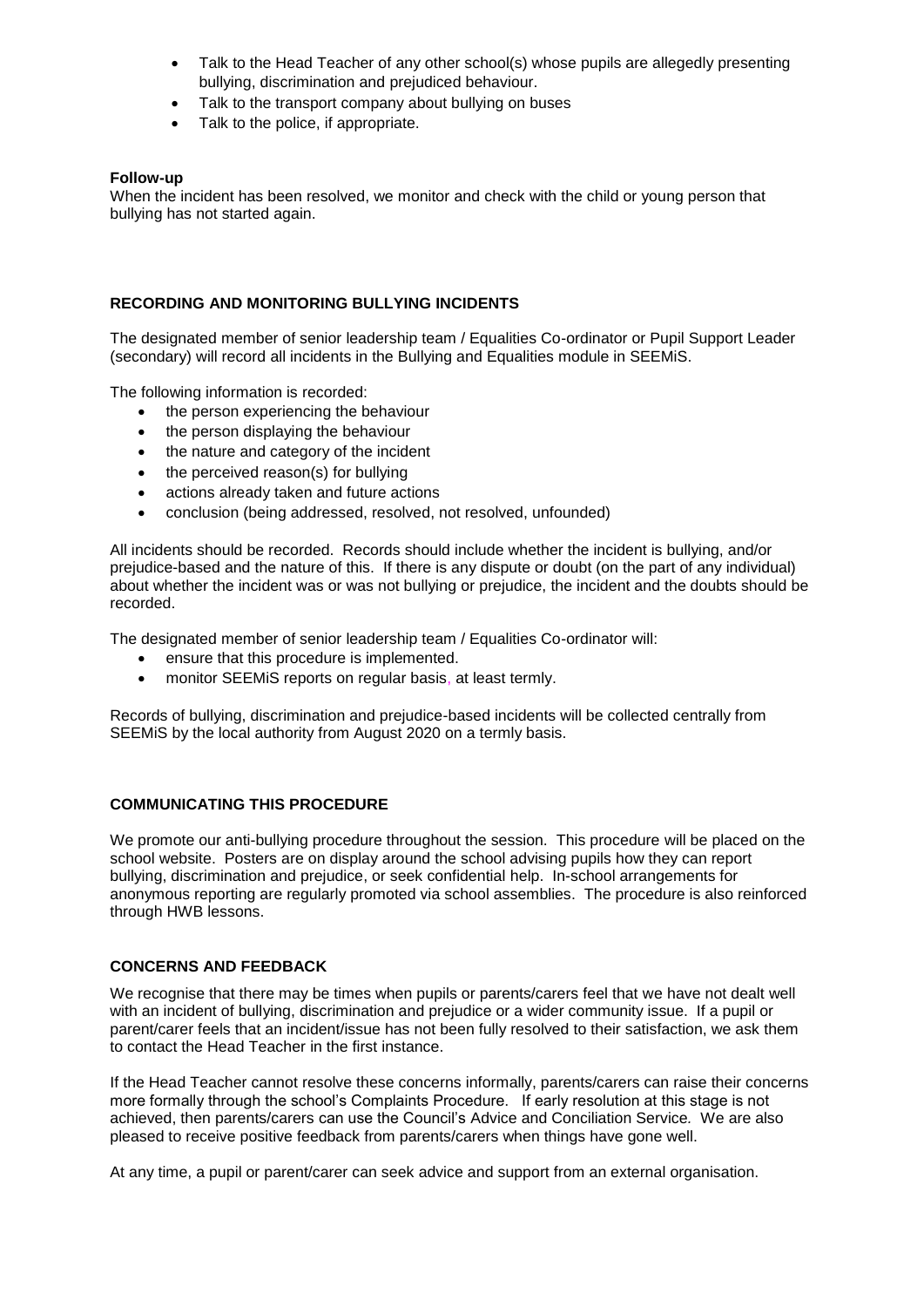- Talk to the Head Teacher of any other school(s) whose pupils are allegedly presenting bullying, discrimination and prejudiced behaviour.
- Talk to the transport company about bullying on buses
- Talk to the police, if appropriate.

**Follow-up**

When the incident has been resolved, we monitor and check with the child or young person that bullying has not started again.

## RECORDING AND MONITORING BULLYING INCIDENTS

The designated member of senior leadership team / Equalities Co-ordinator or Pupil Support Leader (secondary) will record all incidents in the Bullying and Equalities module in SEEMiS.

The following information is recorded:

- the person experiencing the behaviour
- the person displaying the behaviour
- the nature and category of the incident
- the perceived reason(s) for bullying
- actions already taken and future actions
- conclusion (being addressed, resolved, not resolved, unfounded)

All incidents should be recorded. Records should include whether the incident is bullying, and/or prejudice-based and the nature of this. If there is any dispute or doubt (on the part of any individual) about whether the incident was or was not bullying or prejudice, the incident and the doubts should be recorded.

The designated member of senior leadership team / Equalities Co-ordinator will:

- ensure that this procedure is implemented.
- monitor SEEMiS reports on regular basis, at least termly.

Records of bullying, discrimination and prejudice-based incidents will be collected centrally from SEEMiS by the local authority from August 2020 on a termly basis.

## COMMUNICATING THIS PROCEDURE

We promote our anti-bullying procedure throughout the session. This procedure will be placed on the school website. Posters are on display around the school advising pupils how they can report bullying, discrimination and prejudice, or seek confidential help. In-school arrangements for anonymous reporting are regularly promoted via school assemblies. The procedure is also reinforced through HWB lessons.

## CONCERNS AND FEEDBACK

We recognise that there may be times when pupils or parents/carers feel that we have not dealt well with an incident of bullying, discrimination and prejudice or a wider community issue. If a pupil or parent/carer feels that an incident/issue has not been fully resolved to their satisfaction, we ask them to contact the Head Teacher in the first instance.

If the Head Teacher cannot resolve these concerns informally, parents/carers can raise their concerns more formally through the school's Complaints Procedure. If early resolution at this stage is not achieved, then parents/carers can use the Council's Advice and Conciliation Service. We are also pleased to receive positive feedback from parents/carers when things have gone well.

At any time, a pupil or parent/carer can seek advice and support from an external organisation.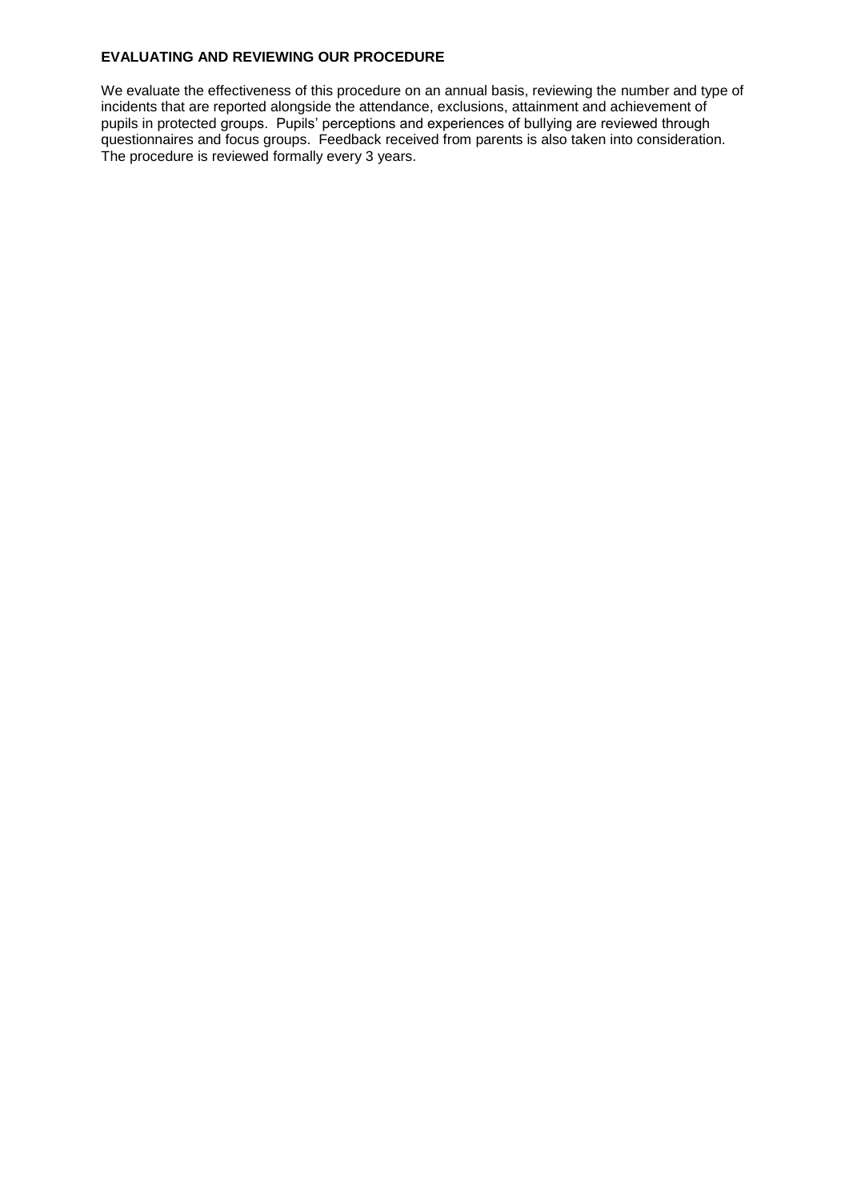## EVALUATING AND REVIEWING OUR PROCEDURE

We evaluate the effectiveness of this procedure on an annual basis, reviewing the number and type of incidents that are reported alongside the attendance, exclusions, attainment and achievement of pupils in protected groups. Pupils' perceptions and experiences of bullying are reviewed through questionnaires and focus groups. Feedback received from parents is also taken into consideration. The procedure is reviewed formally every 3 years.